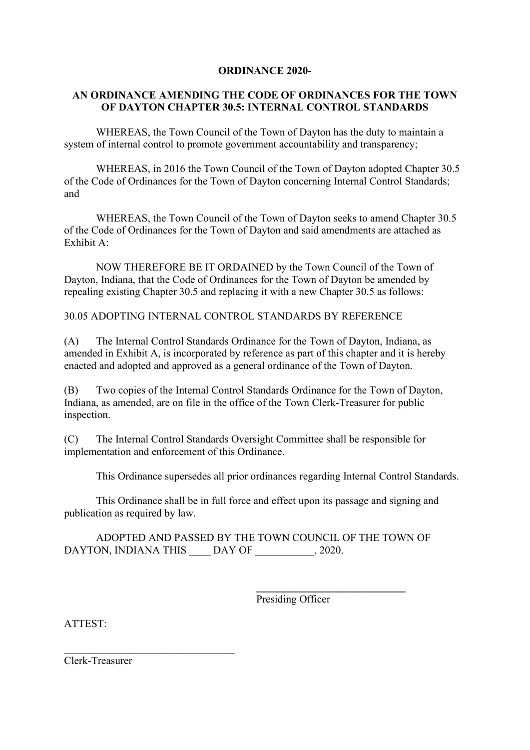**ORDINANCE 2020-**

**AN ORDINANCE AMENDING THE CODE OF ORDINANCES FOR THE TOWN OF DAYTON CHAPTER 30.5: INTERNAL CONTROL STANDARDS**

WHEREAS, the Town Council of the Town of Dayton has the duty to maintain a system of internal control to promote government accountability and transparency;

WHEREAS, in 2016 the Town Council of the Town of Dayton adopted Chapter 30.5 of the Code of Ordinances for the Town of Dayton concerning Internal Control Standards; and

WHEREAS, the Town Council of the Town of Dayton seeks to amend Chapter 30.5 of the Code of Ordinances for the Town of Dayton and said amendments are attached as Exhibit A:

NOW THEREFORE BE IT ORDAINED by the Town Council of the Town of Dayton, Indiana, that the Code of Ordinances for the Town of Dayton be amended by repealing existing Chapter 30.5 and replacing it with a new Chapter 30.5 as follows:

30.05 ADOPTING INTERNAL CONTROL STANDARDS BY REFERENCE

(A) The Internal Control Standards Ordinance for the Town of Dayton, Indiana, as amended in Exhibit A, is incorporated by reference as part of this chapter and it is hereby enacted and adopted and approved as a general ordinance of the Town of Dayton.

(B) Two copies of the Internal Control Standards Ordinance for the Town of Dayton, Indiana, as amended, are on file in the office of the Town Clerk-Treasurer for public inspection.

(C) The Internal Control Standards Oversight Committee shall be responsible for implementation and enforcement of this Ordinance.

This Ordinance supersedes all prior ordinances regarding Internal Control Standards.

This Ordinance shall be in full force and effect upon its passage and signing and publication as required by law.

ADOPTED AND PASSED BY THE TOWN COUNCIL OF THE TOWN OF DAYTON, INDIANA THIS ____ DAY OF ___________, 2020.

______________________________
Presiding Officer

ATTEST:

_________________________________
Clerk-Treasurer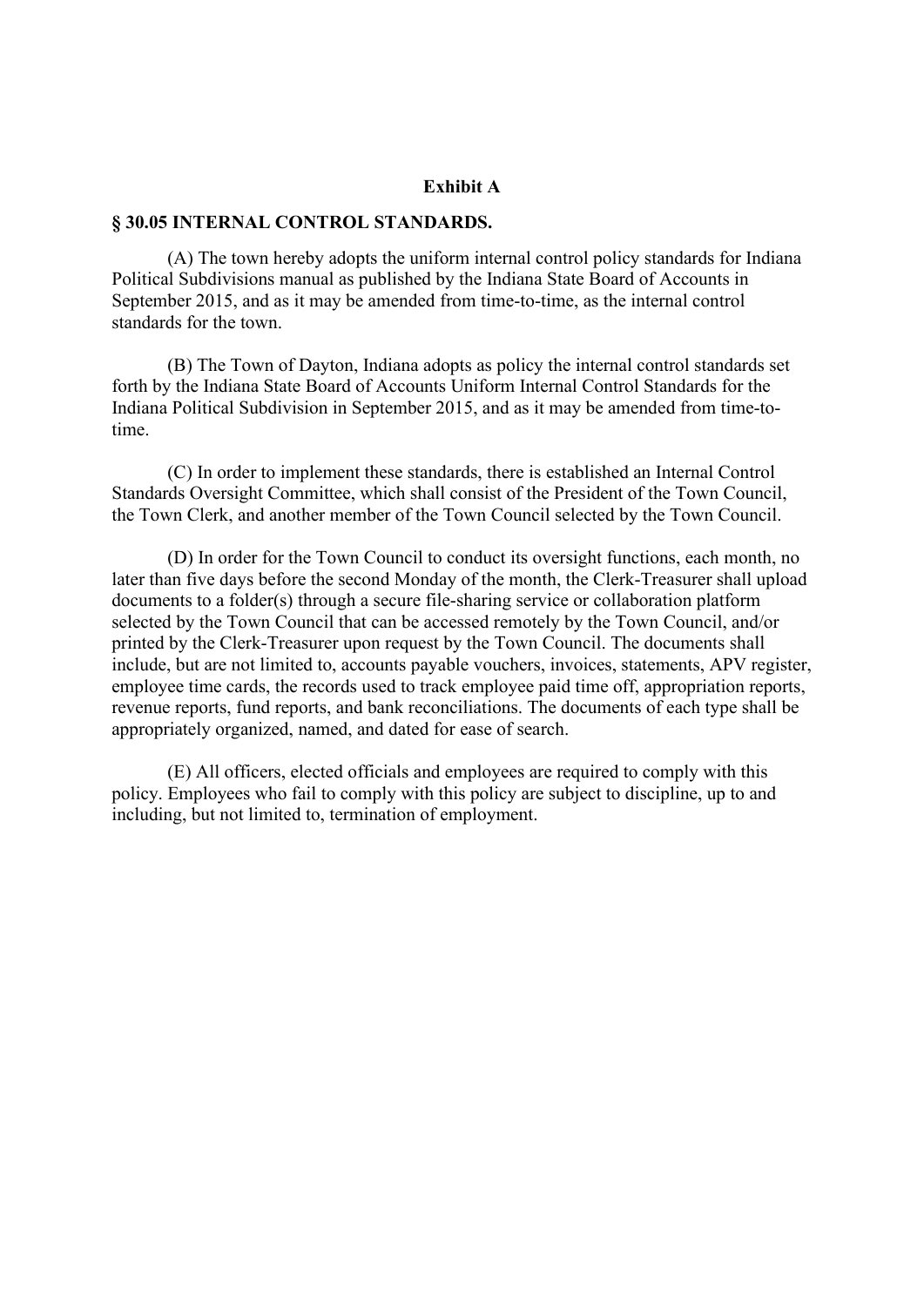**Exhibit A**

**§ 30.05 INTERNAL CONTROL STANDARDS.**

(A) The town hereby adopts the uniform internal control policy standards for Indiana Political Subdivisions manual as published by the Indiana State Board of Accounts in September 2015, and as it may be amended from time-to-time, as the internal control standards for the town.

(B) The Town of Dayton, Indiana adopts as policy the internal control standards set forth by the Indiana State Board of Accounts Uniform Internal Control Standards for the Indiana Political Subdivision in September 2015, and as it may be amended from time-to-time.

(C) In order to implement these standards, there is established an Internal Control Standards Oversight Committee, which shall consist of the President of the Town Council, the Town Clerk, and another member of the Town Council selected by the Town Council.

(D) In order for the Town Council to conduct its oversight functions, each month, no later than five days before the second Monday of the month, the Clerk-Treasurer shall upload documents to a folder(s) through a secure file-sharing service or collaboration platform selected by the Town Council that can be accessed remotely by the Town Council, and/or printed by the Clerk-Treasurer upon request by the Town Council. The documents shall include, but are not limited to, accounts payable vouchers, invoices, statements, APV register, employee time cards, the records used to track employee paid time off, appropriation reports, revenue reports, fund reports, and bank reconciliations. The documents of each type shall be appropriately organized, named, and dated for ease of search.

(E) All officers, elected officials and employees are required to comply with this policy. Employees who fail to comply with this policy are subject to discipline, up to and including, but not limited to, termination of employment.